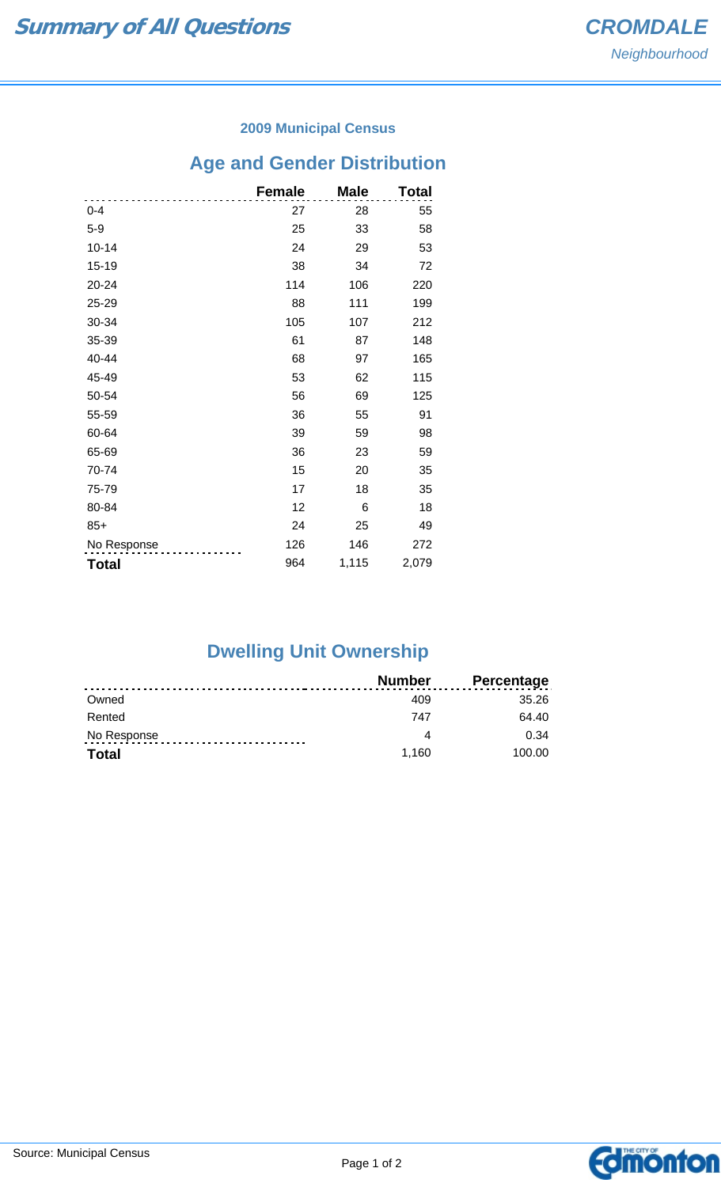# Summary of All Questions

## CROMDALE

*Neighbourhood*

### 2009 Municipal Census

## Age and Gender Distribution

| | Female | Male | Total |
|---|---|---|---|
| 0-4 | 27 | 28 | 55 |
| 5-9 | 25 | 33 | 58 |
| 10-14 | 24 | 29 | 53 |
| 15-19 | 38 | 34 | 72 |
| 20-24 | 114 | 106 | 220 |
| 25-29 | 88 | 111 | 199 |
| 30-34 | 105 | 107 | 212 |
| 35-39 | 61 | 87 | 148 |
| 40-44 | 68 | 97 | 165 |
| 45-49 | 53 | 62 | 115 |
| 50-54 | 56 | 69 | 125 |
| 55-59 | 36 | 55 | 91 |
| 60-64 | 39 | 59 | 98 |
| 65-69 | 36 | 23 | 59 |
| 70-74 | 15 | 20 | 35 |
| 75-79 | 17 | 18 | 35 |
| 80-84 | 12 | 6 | 18 |
| 85+ | 24 | 25 | 49 |
| No Response | 126 | 146 | 272 |
| **Total** | 964 | 1,115 | 2,079 |

## Dwelling Unit Ownership

| | Number | Percentage |
|---|---|---|
| Owned | 409 | 35.26 |
| Rented | 747 | 64.40 |
| No Response | 4 | 0.34 |
| **Total** | 1,160 | 100.00 |

Source: Municipal Census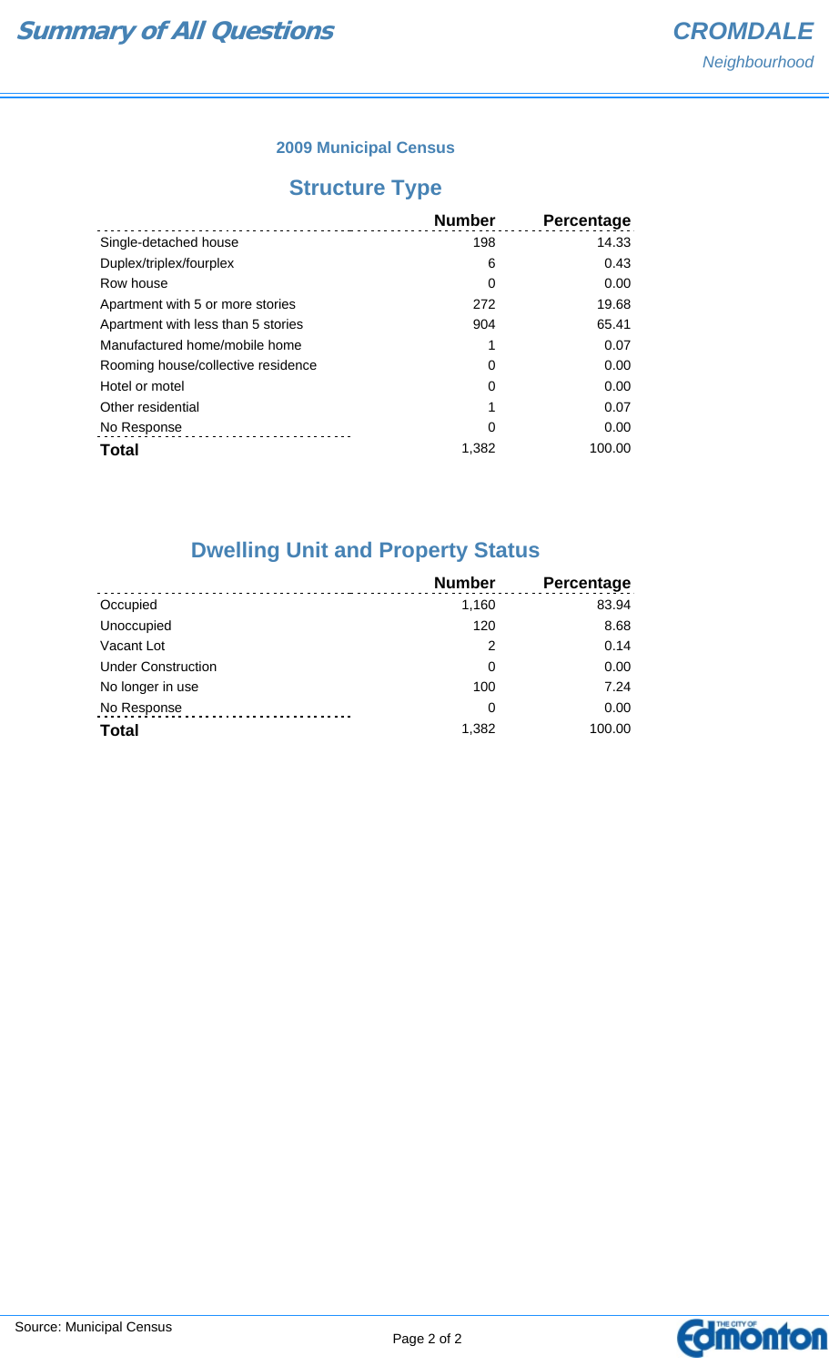## 2009 Municipal Census

### Structure Type

| | Number | Percentage |
|---|---|---|
| Single-detached house | 198 | 14.33 |
| Duplex/triplex/fourplex | 6 | 0.43 |
| Row house | 0 | 0.00 |
| Apartment with 5 or more stories | 272 | 19.68 |
| Apartment with less than 5 stories | 904 | 65.41 |
| Manufactured home/mobile home | 1 | 0.07 |
| Rooming house/collective residence | 0 | 0.00 |
| Hotel or motel | 0 | 0.00 |
| Other residential | 1 | 0.07 |
| No Response | 0 | 0.00 |
| **Total** | 1,382 | 100.00 |

### Dwelling Unit and Property Status

| | Number | Percentage |
|---|---|---|
| Occupied | 1,160 | 83.94 |
| Unoccupied | 120 | 8.68 |
| Vacant Lot | 2 | 0.14 |
| Under Construction | 0 | 0.00 |
| No longer in use | 100 | 7.24 |
| No Response | 0 | 0.00 |
| **Total** | 1,382 | 100.00 |

Source: Municipal Census